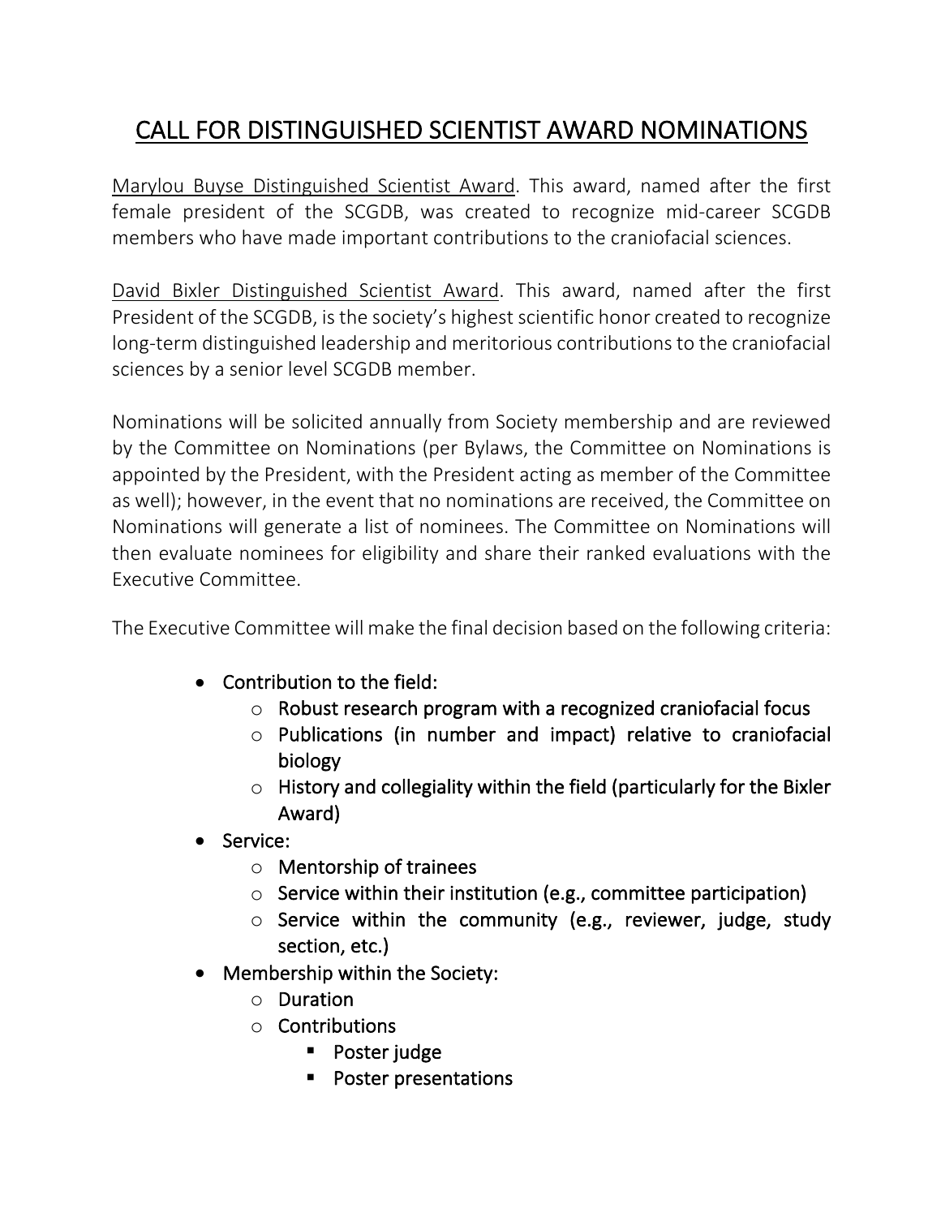# CALL FOR DISTINGUISHED SCIENTIST AWARD NOMINATIONS

Marylou Buyse Distinguished Scientist Award. This award, named after the first female president of the SCGDB, was created to recognize mid-career SCGDB members who have made important contributions to the craniofacial sciences.

David Bixler Distinguished Scientist Award. This award, named after the first President of the SCGDB, is the society's highest scientific honor created to recognize long-term distinguished leadership and meritorious contributions to the craniofacial sciences by a senior level SCGDB member.

Nominations will be solicited annually from Society membership and are reviewed by the Committee on Nominations (per Bylaws, the Committee on Nominations is appointed by the President, with the President acting as member of the Committee as well); however, in the event that no nominations are received, the Committee on Nominations will generate a list of nominees. The Committee on Nominations will then evaluate nominees for eligibility and share their ranked evaluations with the Executive Committee.

The Executive Committee will make the final decision based on the following criteria:

- Contribution to the field:
  - Robust research program with a recognized craniofacial focus
  - Publications (in number and impact) relative to craniofacial biology
  - History and collegiality within the field (particularly for the Bixler Award)
- Service:
  - Mentorship of trainees
  - Service within their institution (e.g., committee participation)
  - Service within the community (e.g., reviewer, judge, study section, etc.)
- Membership within the Society:
  - Duration
  - Contributions
    - Poster judge
    - Poster presentations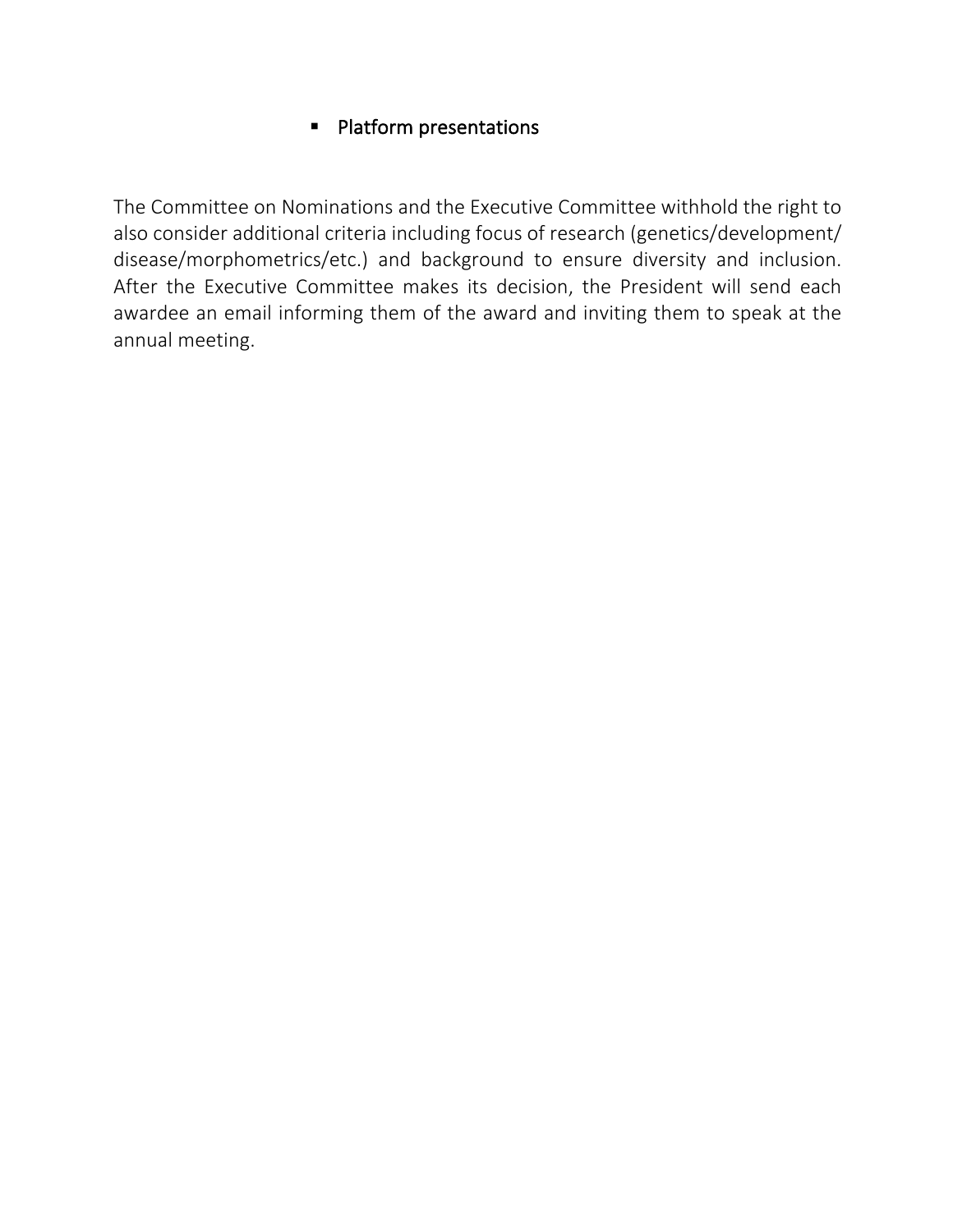- Platform presentations

The Committee on Nominations and the Executive Committee withhold the right to also consider additional criteria including focus of research (genetics/development/disease/morphometrics/etc.) and background to ensure diversity and inclusion. After the Executive Committee makes its decision, the President will send each awardee an email informing them of the award and inviting them to speak at the annual meeting.